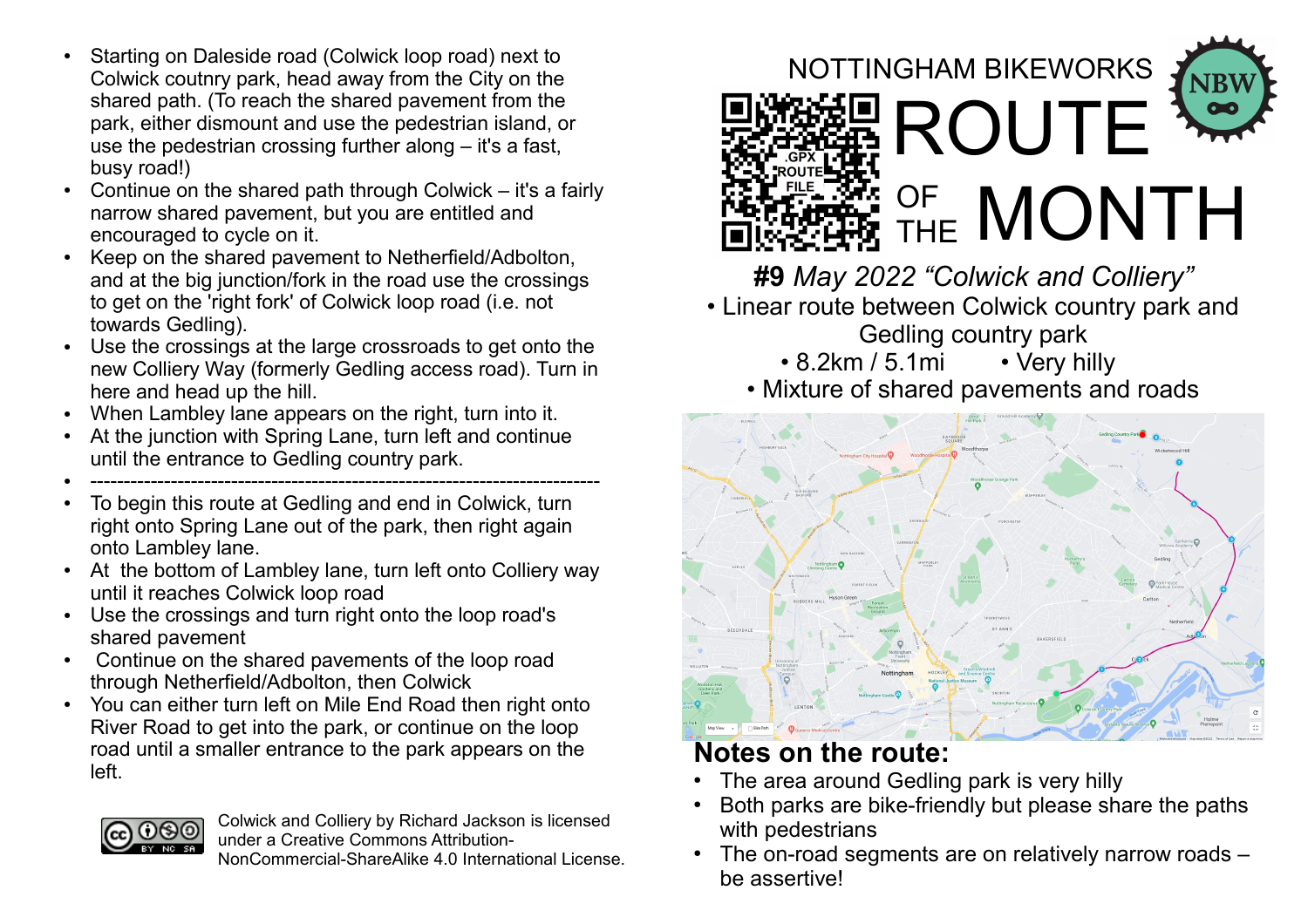# NOTTINGHAM BIKEWORKS ROUTE OF THE MONTH

## **#9** *May 2022 "Colwick and Colliery"*

- Linear route between Colwick country park and Gedling country park
- 8.2km / 5.1mi
- Very hilly
- Mixture of shared pavements and roads

- Starting on Daleside road (Colwick loop road) next to Colwick coutnry park, head away from the City on the shared path. (To reach the shared pavement from the park, either dismount and use the pedestrian island, or use the pedestrian crossing further along – it's a fast, busy road!)
- Continue on the shared path through Colwick – it's a fairly narrow shared pavement, but you are entitled and encouraged to cycle on it.
- Keep on the shared pavement to Netherfield/Adbolton, and at the big junction/fork in the road use the crossings to get on the 'right fork' of Colwick loop road (i.e. not towards Gedling).
- Use the crossings at the large crossroads to get onto the new Colliery Way (formerly Gedling access road). Turn in here and head up the hill.
- When Lambley lane appears on the right, turn into it.
- At the junction with Spring Lane, turn left and continue until the entrance to Gedling country park.
- ---------------------------------------------------------------------------
- To begin this route at Gedling and end in Colwick, turn right onto Spring Lane out of the park, then right again onto Lambley lane.
- At the bottom of Lambley lane, turn left onto Colliery way until it reaches Colwick loop road
- Use the crossings and turn right onto the loop road's shared pavement
- Continue on the shared pavements of the loop road through Netherfield/Adbolton, then Colwick
- You can either turn left on Mile End Road then right onto River Road to get into the park, or continue on the loop road until a smaller entrance to the park appears on the left.

## Notes on the route:

- The area around Gedling park is very hilly
- Both parks are bike-friendly but please share the paths with pedestrians
- The on-road segments are on relatively narrow roads – be assertive!

Colwick and Colliery by Richard Jackson is licensed under a Creative Commons Attribution-NonCommercial-ShareAlike 4.0 International License.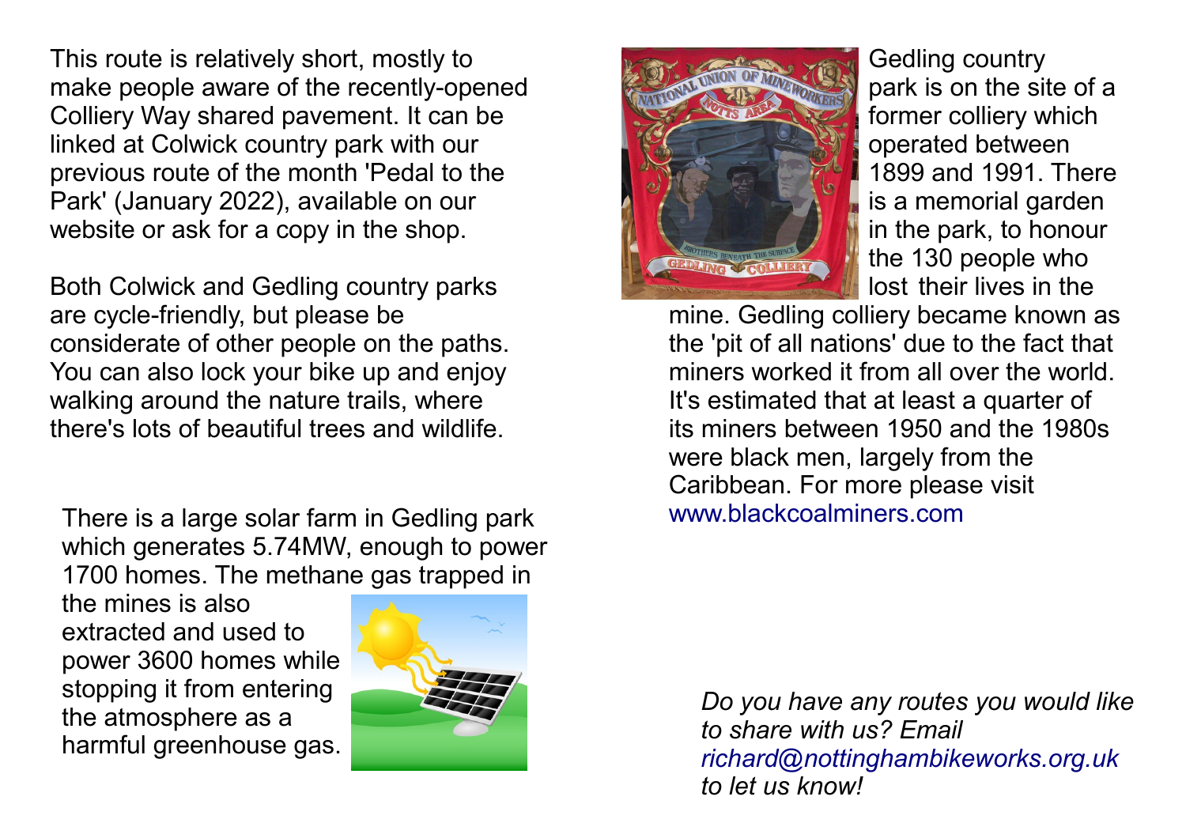This route is relatively short, mostly to make people aware of the recently-opened Colliery Way shared pavement. It can be linked at Colwick country park with our previous route of the month 'Pedal to the Park' (January 2022), available on our website or ask for a copy in the shop.

Both Colwick and Gedling country parks are cycle-friendly, but please be considerate of other people on the paths. You can also lock your bike up and enjoy walking around the nature trails, where there's lots of beautiful trees and wildlife.

There is a large solar farm in Gedling park which generates 5.74MW, enough to power 1700 homes. The methane gas trapped in the mines is also extracted and used to power 3600 homes while stopping it from entering the atmosphere as a harmful greenhouse gas.

Gedling country park is on the site of a former colliery which operated between 1899 and 1991. There is a memorial garden in the park, to honour the 130 people who lost their lives in the mine. Gedling colliery became known as the 'pit of all nations' due to the fact that miners worked it from all over the world. It's estimated that at least a quarter of its miners between 1950 and the 1980s were black men, largely from the Caribbean. For more please visit www.blackcoalminers.com

*Do you have any routes you would like to share with us? Email richard@nottinghambikeworks.org.uk to let us know!*